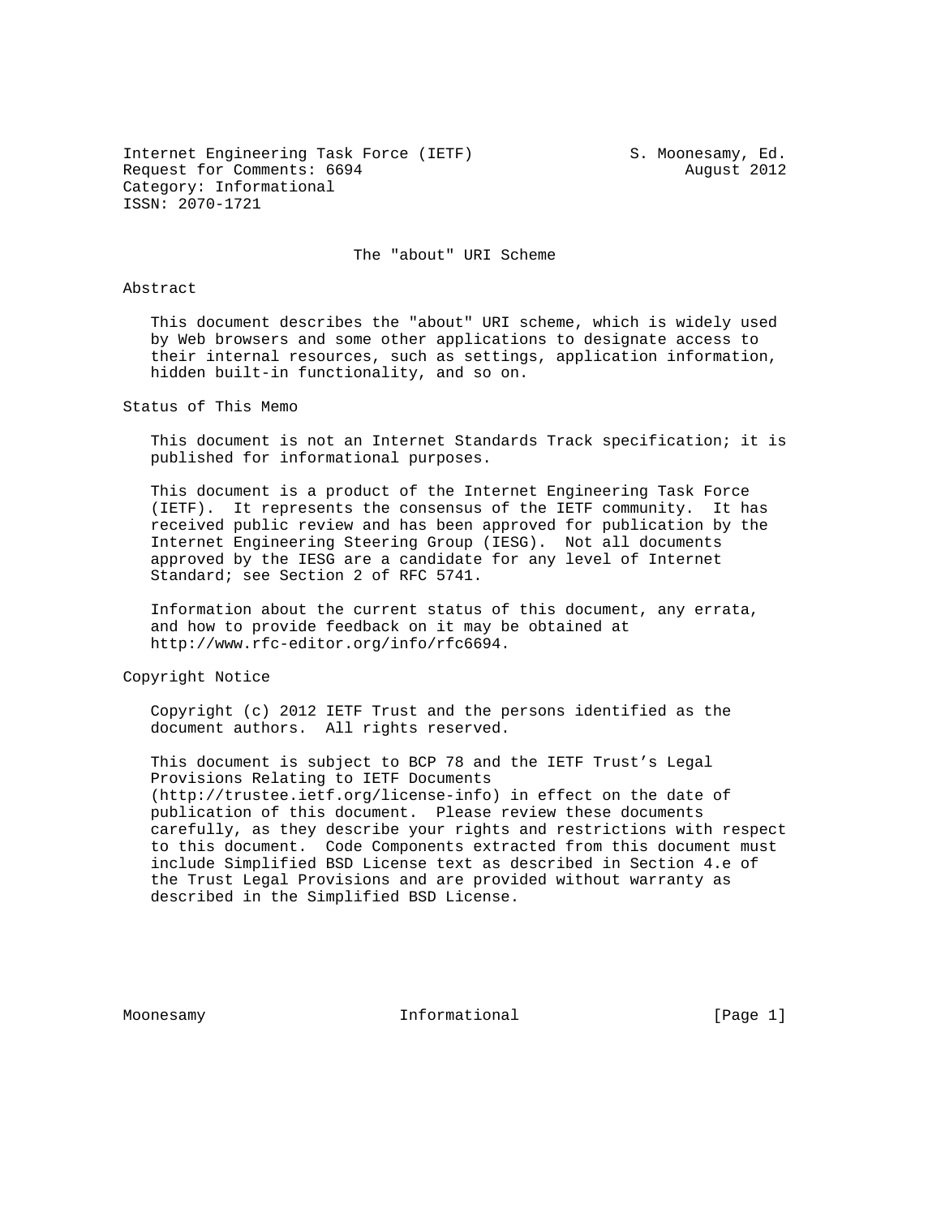Internet Engineering Task Force (IETF) S. Moonesamy, Ed.
Request for Comments: 6694 August 2012
Category: Informational
ISSN: 2070-1721

# The "about" URI Scheme

## Abstract

This document describes the "about" URI scheme, which is widely used by Web browsers and some other applications to designate access to their internal resources, such as settings, application information, hidden built-in functionality, and so on.

## Status of This Memo

This document is not an Internet Standards Track specification; it is published for informational purposes.

This document is a product of the Internet Engineering Task Force (IETF). It represents the consensus of the IETF community. It has received public review and has been approved for publication by the Internet Engineering Steering Group (IESG). Not all documents approved by the IESG are a candidate for any level of Internet Standard; see Section 2 of RFC 5741.

Information about the current status of this document, any errata, and how to provide feedback on it may be obtained at http://www.rfc-editor.org/info/rfc6694.

## Copyright Notice

Copyright (c) 2012 IETF Trust and the persons identified as the document authors. All rights reserved.

This document is subject to BCP 78 and the IETF Trust's Legal Provisions Relating to IETF Documents (http://trustee.ietf.org/license-info) in effect on the date of publication of this document. Please review these documents carefully, as they describe your rights and restrictions with respect to this document. Code Components extracted from this document must include Simplified BSD License text as described in Section 4.e of the Trust Legal Provisions and are provided without warranty as described in the Simplified BSD License.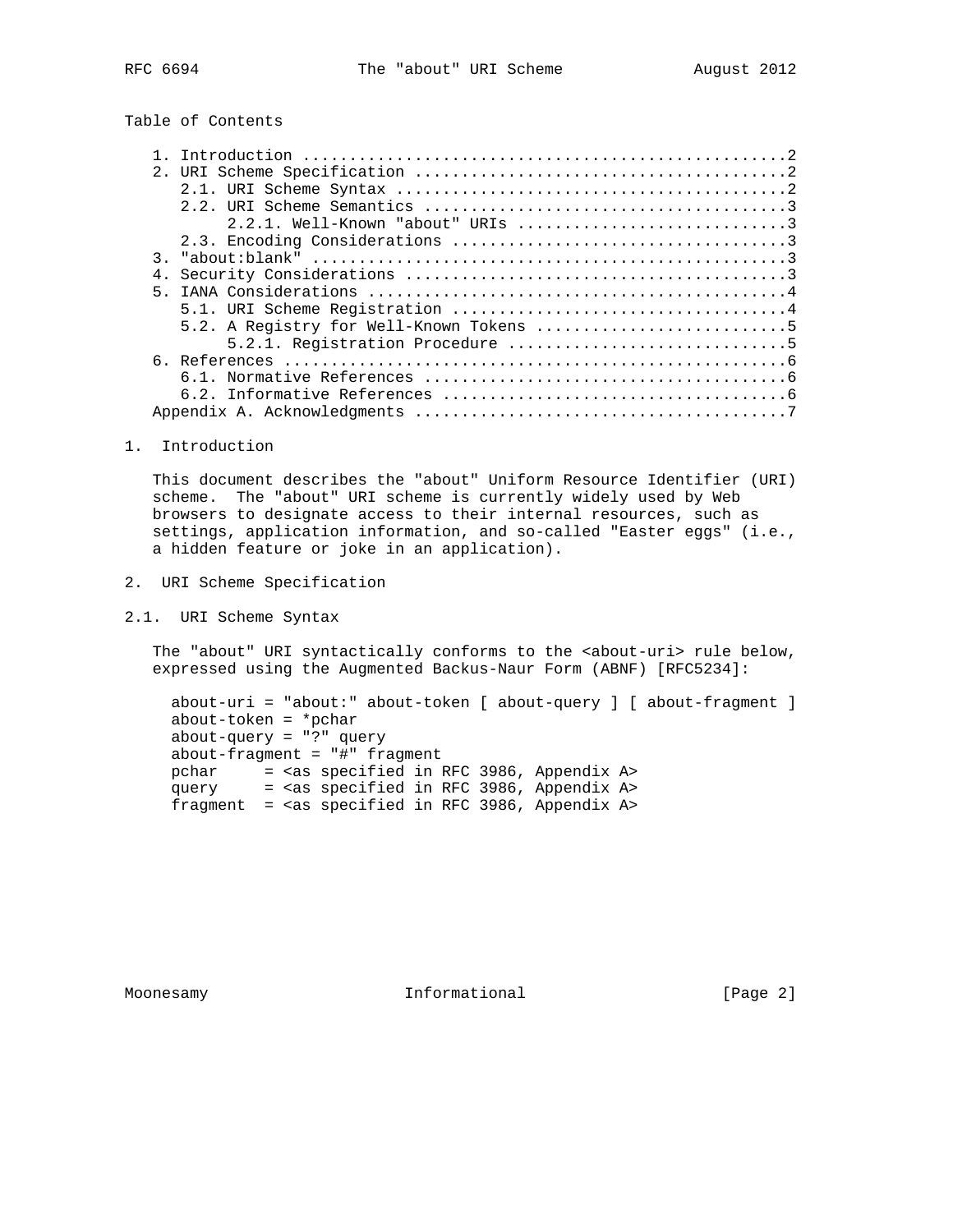Table of Contents

1. Introduction ....................................................2
2. URI Scheme Specification ........................................2
   2.1. URI Scheme Syntax ..........................................2
   2.2. URI Scheme Semantics .......................................3
        2.2.1. Well-Known "about" URIs .............................3
   2.3. Encoding Considerations ....................................3
3. "about:blank" ...................................................3
4. Security Considerations .........................................3
5. IANA Considerations .............................................4
   5.1. URI Scheme Registration ....................................4
   5.2. A Registry for Well-Known Tokens ...........................5
        5.2.1. Registration Procedure ..............................5
6. References ......................................................6
   6.1. Normative References .......................................6
   6.2. Informative References .....................................6
Appendix A. Acknowledgments ........................................7

# 1. Introduction

This document describes the "about" Uniform Resource Identifier (URI) scheme. The "about" URI scheme is currently widely used by Web browsers to designate access to their internal resources, such as settings, application information, and so-called "Easter eggs" (i.e., a hidden feature or joke in an application).

# 2. URI Scheme Specification

## 2.1. URI Scheme Syntax

The "about" URI syntactically conforms to the <about-uri> rule below, expressed using the Augmented Backus-Naur Form (ABNF) [RFC5234]:

```
about-uri = "about:" about-token [ about-query ] [ about-fragment ]
about-token = *pchar
about-query = "?" query
about-fragment = "#" fragment
pchar     = <as specified in RFC 3986, Appendix A>
query     = <as specified in RFC 3986, Appendix A>
fragment  = <as specified in RFC 3986, Appendix A>
```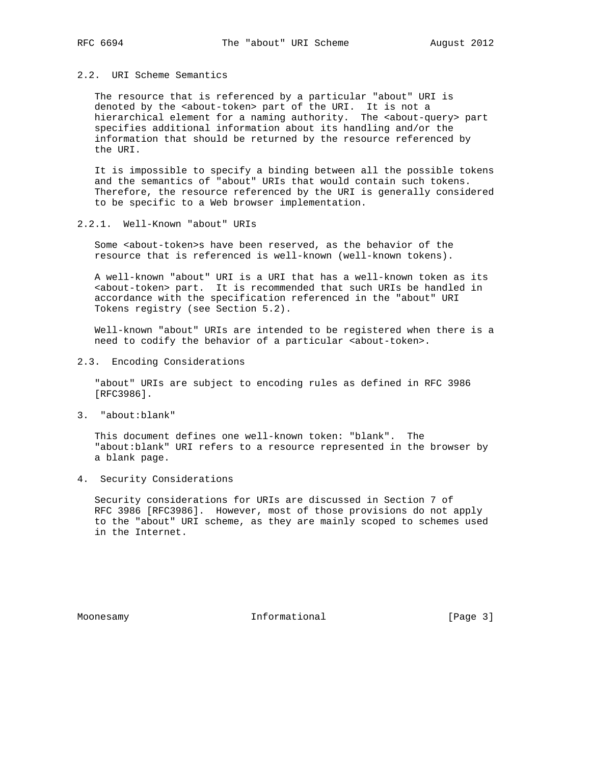### 2.2. URI Scheme Semantics

The resource that is referenced by a particular "about" URI is denoted by the <about-token> part of the URI. It is not a hierarchical element for a naming authority. The <about-query> part specifies additional information about its handling and/or the information that should be returned by the resource referenced by the URI.

It is impossible to specify a binding between all the possible tokens and the semantics of "about" URIs that would contain such tokens. Therefore, the resource referenced by the URI is generally considered to be specific to a Web browser implementation.

#### 2.2.1. Well-Known "about" URIs

Some <about-token>s have been reserved, as the behavior of the resource that is referenced is well-known (well-known tokens).

A well-known "about" URI is a URI that has a well-known token as its <about-token> part. It is recommended that such URIs be handled in accordance with the specification referenced in the "about" URI Tokens registry (see Section 5.2).

Well-known "about" URIs are intended to be registered when there is a need to codify the behavior of a particular <about-token>.

### 2.3. Encoding Considerations

"about" URIs are subject to encoding rules as defined in RFC 3986 [RFC3986].

## 3. "about:blank"

This document defines one well-known token: "blank". The "about:blank" URI refers to a resource represented in the browser by a blank page.

## 4. Security Considerations

Security considerations for URIs are discussed in Section 7 of RFC 3986 [RFC3986]. However, most of those provisions do not apply to the "about" URI scheme, as they are mainly scoped to schemes used in the Internet.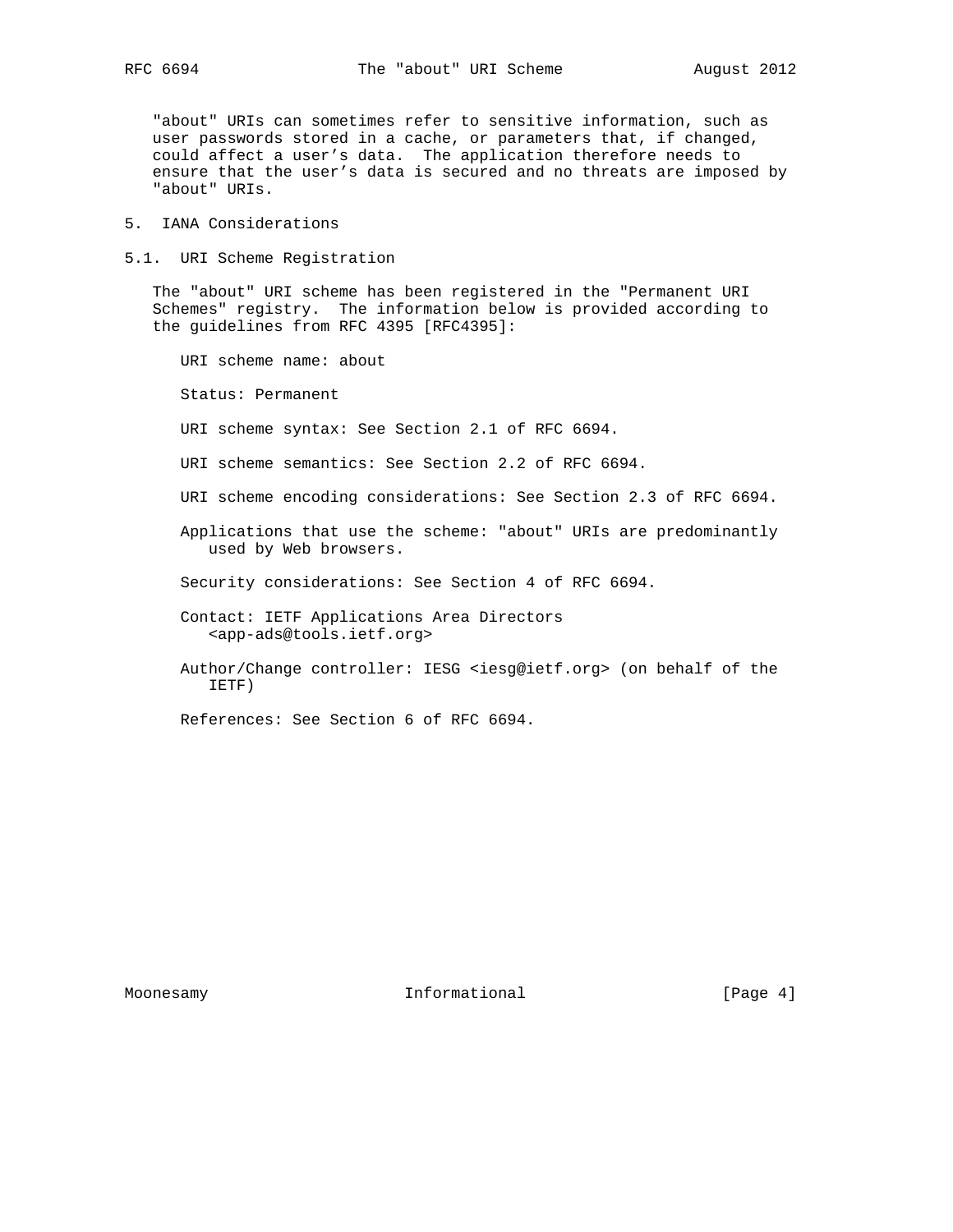"about" URIs can sometimes refer to sensitive information, such as user passwords stored in a cache, or parameters that, if changed, could affect a user's data. The application therefore needs to ensure that the user's data is secured and no threats are imposed by "about" URIs.

## 5. IANA Considerations

### 5.1. URI Scheme Registration

The "about" URI scheme has been registered in the "Permanent URI Schemes" registry. The information below is provided according to the guidelines from RFC 4395 [RFC4395]:

URI scheme name: about

Status: Permanent

URI scheme syntax: See Section 2.1 of RFC 6694.

URI scheme semantics: See Section 2.2 of RFC 6694.

URI scheme encoding considerations: See Section 2.3 of RFC 6694.

Applications that use the scheme: "about" URIs are predominantly used by Web browsers.

Security considerations: See Section 4 of RFC 6694.

Contact: IETF Applications Area Directors <app-ads@tools.ietf.org>

Author/Change controller: IESG <iesg@ietf.org> (on behalf of the IETF)

References: See Section 6 of RFC 6694.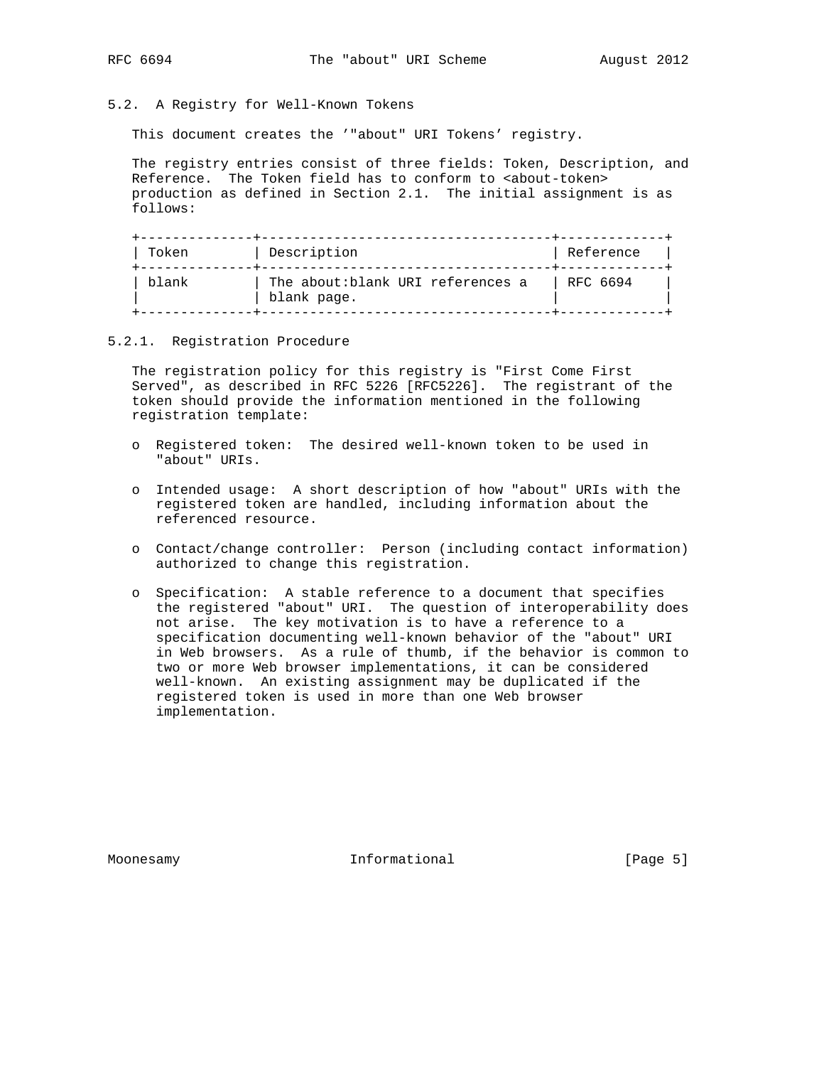## 5.2. A Registry for Well-Known Tokens

This document creates the '"about" URI Tokens' registry.

The registry entries consist of three fields: Token, Description, and Reference. The Token field has to conform to <about-token> production as defined in Section 2.1. The initial assignment is as follows:

| Token | Description | Reference |
|---|---|---|
| blank | The about:blank URI references a blank page. | RFC 6694 |

### 5.2.1. Registration Procedure

The registration policy for this registry is "First Come First Served", as described in RFC 5226 [RFC5226]. The registrant of the token should provide the information mentioned in the following registration template:

- Registered token: The desired well-known token to be used in "about" URIs.
- Intended usage: A short description of how "about" URIs with the registered token are handled, including information about the referenced resource.
- Contact/change controller: Person (including contact information) authorized to change this registration.
- Specification: A stable reference to a document that specifies the registered "about" URI. The question of interoperability does not arise. The key motivation is to have a reference to a specification documenting well-known behavior of the "about" URI in Web browsers. As a rule of thumb, if the behavior is common to two or more Web browser implementations, it can be considered well-known. An existing assignment may be duplicated if the registered token is used in more than one Web browser implementation.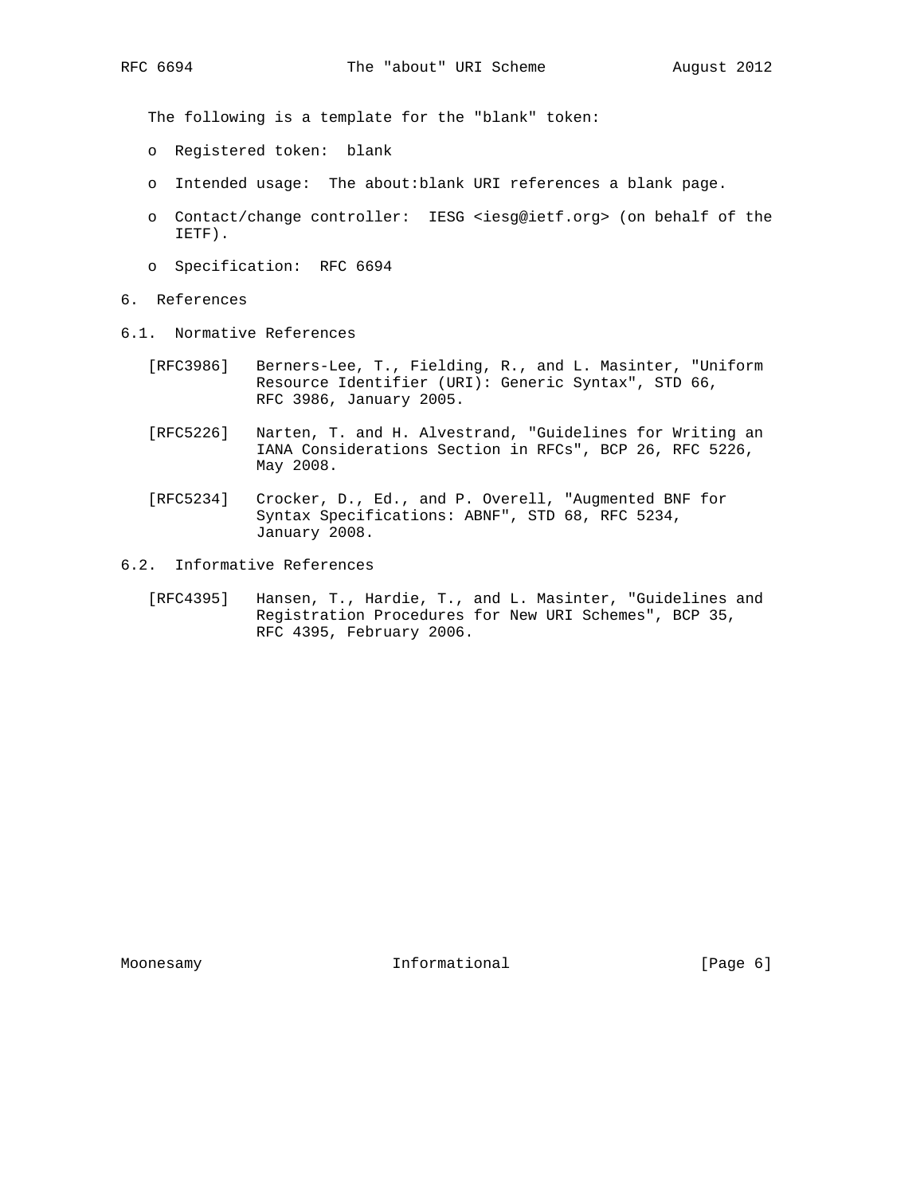The following is a template for the "blank" token:

- Registered token: blank
- Intended usage: The about:blank URI references a blank page.
- Contact/change controller: IESG <iesg@ietf.org> (on behalf of the IETF).
- Specification: RFC 6694

## 6. References

### 6.1. Normative References

[RFC3986] Berners-Lee, T., Fielding, R., and L. Masinter, "Uniform Resource Identifier (URI): Generic Syntax", STD 66, RFC 3986, January 2005.

[RFC5226] Narten, T. and H. Alvestrand, "Guidelines for Writing an IANA Considerations Section in RFCs", BCP 26, RFC 5226, May 2008.

[RFC5234] Crocker, D., Ed., and P. Overell, "Augmented BNF for Syntax Specifications: ABNF", STD 68, RFC 5234, January 2008.

### 6.2. Informative References

[RFC4395] Hansen, T., Hardie, T., and L. Masinter, "Guidelines and Registration Procedures for New URI Schemes", BCP 35, RFC 4395, February 2006.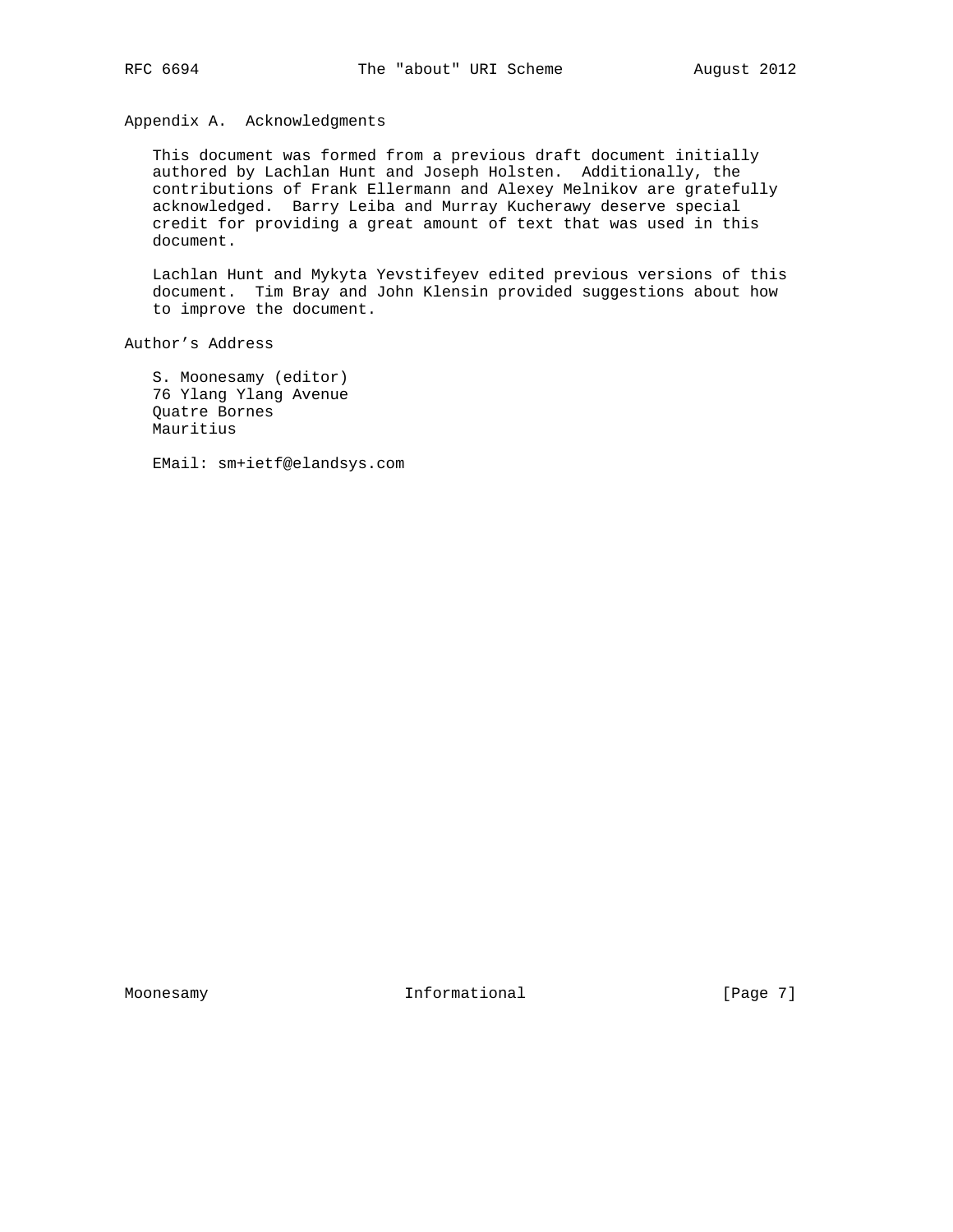## Appendix A. Acknowledgments

This document was formed from a previous draft document initially authored by Lachlan Hunt and Joseph Holsten. Additionally, the contributions of Frank Ellermann and Alexey Melnikov are gratefully acknowledged. Barry Leiba and Murray Kucherawy deserve special credit for providing a great amount of text that was used in this document.

Lachlan Hunt and Mykyta Yevstifeyev edited previous versions of this document. Tim Bray and John Klensin provided suggestions about how to improve the document.

## Author's Address

S. Moonesamy (editor)
76 Ylang Ylang Avenue
Quatre Bornes
Mauritius

EMail: sm+ietf@elandsys.com